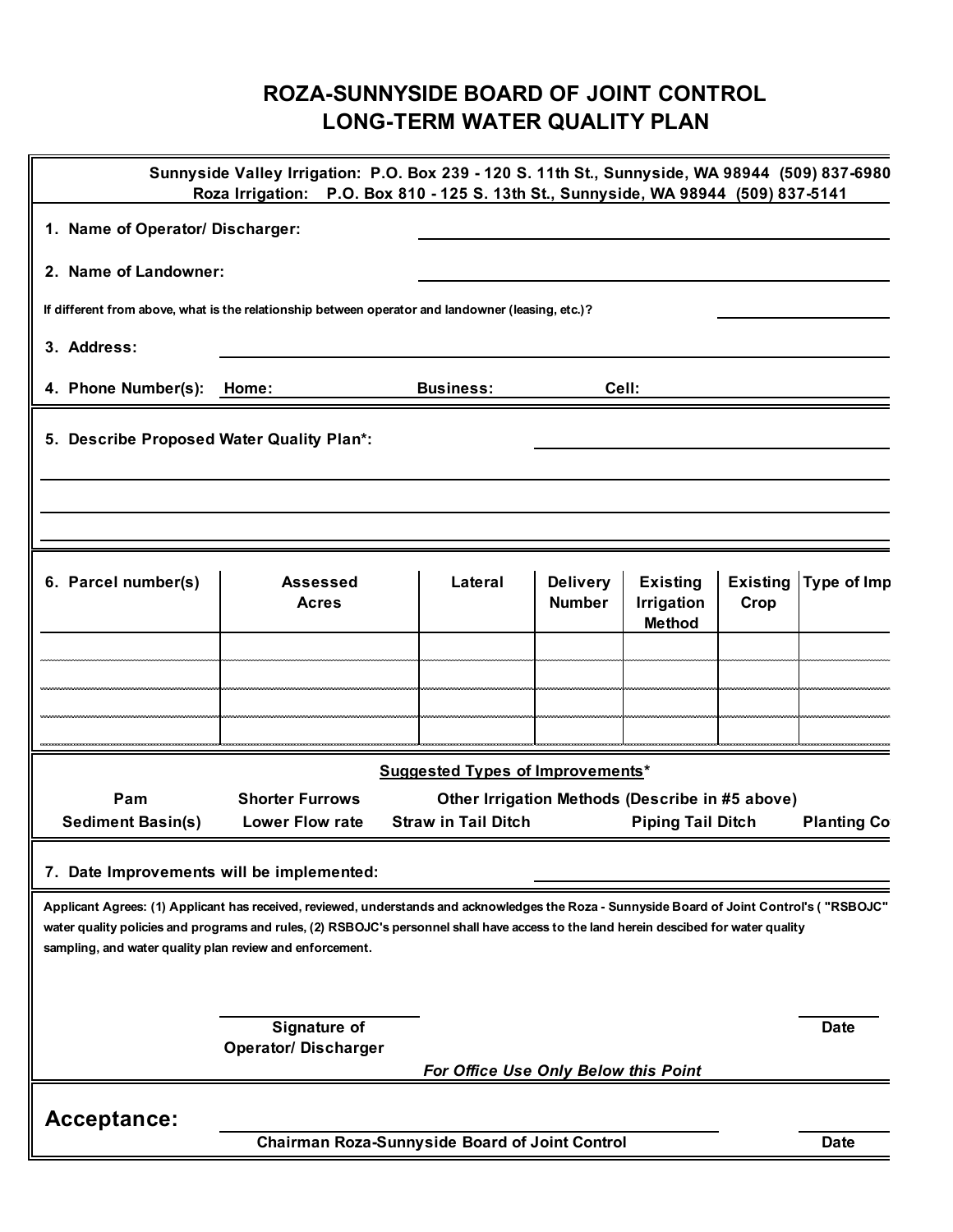# ROZA-SUNNYSIDE BOARD OF JOINT CONTROL
# LONG-TERM WATER QUALITY PLAN

**Sunnyside Valley Irrigation: P.O. Box 239 - 120 S. 11th St., Sunnyside, WA 98944 (509) 837-6980**
**Roza Irrigation: P.O. Box 810 - 125 S. 13th St., Sunnyside, WA 98944 (509) 837-5141**

**1. Name of Operator/ Discharger:** ______________________

**2. Name of Landowner:** ______________________

**If different from above, what is the relationship between operator and landowner (leasing, etc.)?** ____________

**3. Address:** ______________________

**4. Phone Number(s):** **Home:** ____________ **Business:** ____________ **Cell:** ____________

**5. Describe Proposed Water Quality Plan\*:** ______________________

______________________

______________________

______________________

| 6. Parcel number(s) | Assessed Acres | Lateral | Delivery Number | Existing Irrigation Method | Existing Crop | Type of Imp |
|---|---|---|---|---|---|---|
| | | | | | | |
| | | | | | | |
| | | | | | | |
| | | | | | | |

**Suggested Types of Improvements\***

| | | | | |
|---|---|---|---|---|
| **Pam** | **Shorter Furrows** | **Other Irrigation Methods (Describe in #5 above)** | | |
| **Sediment Basin(s)** | **Lower Flow rate** | **Straw in Tail Ditch** | **Piping Tail Ditch** | **Planting Co** |

**7. Date Improvements will be implemented:** ______________________

**Applicant Agrees: (1) Applicant has received, reviewed, understands and acknowledges the Roza - Sunnyside Board of Joint Control's ( "RSBOJC" water quality policies and programs and rules, (2) RSBOJC's personnel shall have access to the land herein descibed for water quality sampling, and water quality plan review and enforcement.**

______________________ **Signature of Operator/ Discharger**

____________ **Date**

***For Office Use Only Below this Point***

## Acceptance:

______________________ **Chairman Roza-Sunnyside Board of Joint Control**

____________ **Date**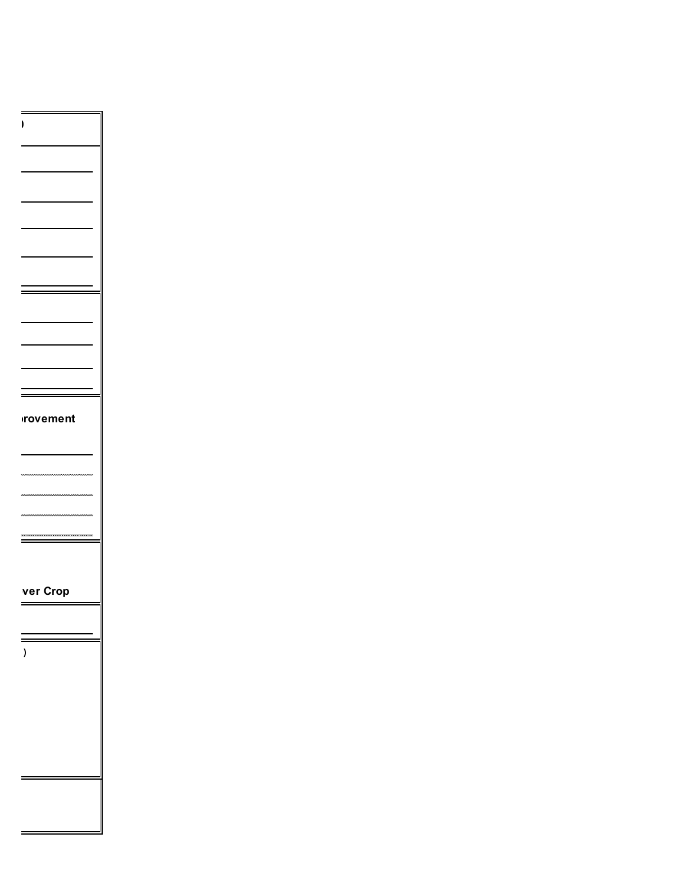)

rovement

ver Crop

)